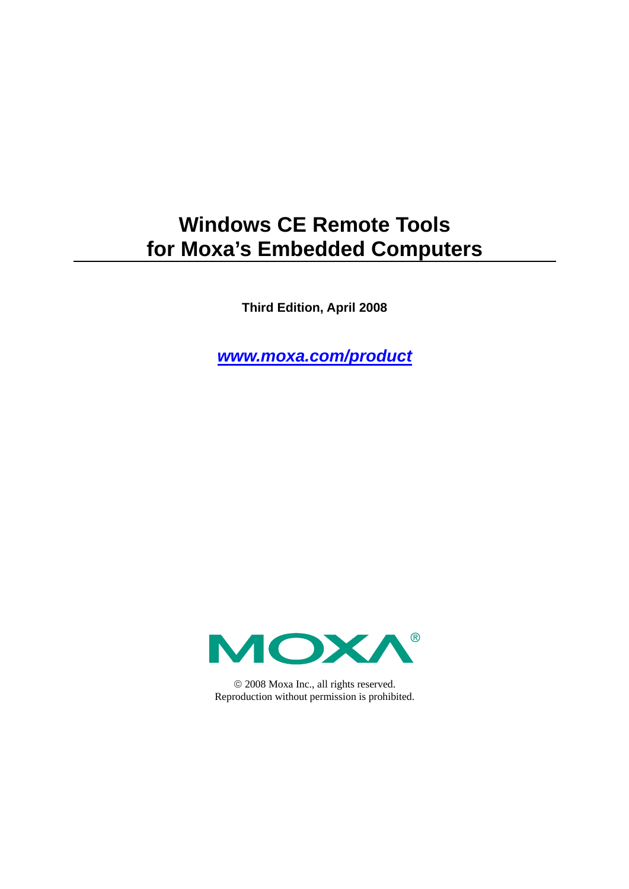# Windows CE Remote Tools for Moxa's Embedded Computers

**Third Edition, April 2008**

***www.moxa.com/product***

MOXA®

© 2008 Moxa Inc., all rights reserved.
Reproduction without permission is prohibited.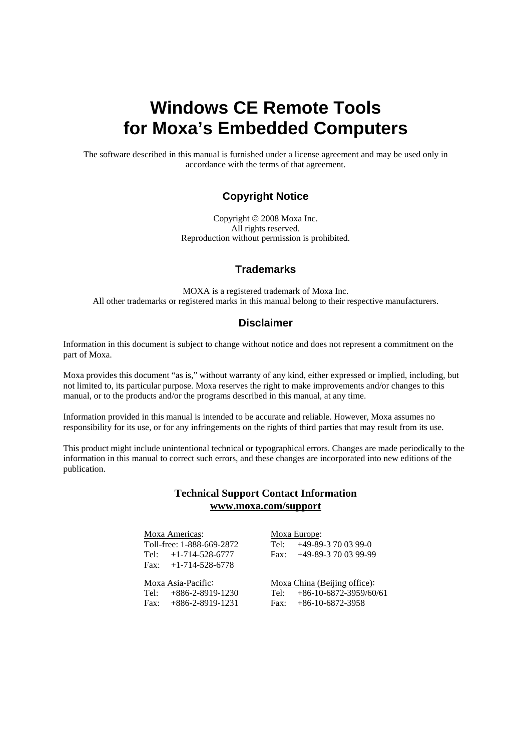# Windows CE Remote Tools for Moxa's Embedded Computers

The software described in this manual is furnished under a license agreement and may be used only in accordance with the terms of that agreement.

## Copyright Notice

Copyright © 2008 Moxa Inc.
All rights reserved.
Reproduction without permission is prohibited.

## Trademarks

MOXA is a registered trademark of Moxa Inc.
All other trademarks or registered marks in this manual belong to their respective manufacturers.

## Disclaimer

Information in this document is subject to change without notice and does not represent a commitment on the part of Moxa.

Moxa provides this document "as is," without warranty of any kind, either expressed or implied, including, but not limited to, its particular purpose. Moxa reserves the right to make improvements and/or changes to this manual, or to the products and/or the programs described in this manual, at any time.

Information provided in this manual is intended to be accurate and reliable. However, Moxa assumes no responsibility for its use, or for any infringements on the rights of third parties that may result from its use.

This product might include unintentional technical or typographical errors. Changes are made periodically to the information in this manual to correct such errors, and these changes are incorporated into new editions of the publication.

**Technical Support Contact Information**
**www.moxa.com/support**

Moxa Americas:
Toll-free: 1-888-669-2872
Tel: +1-714-528-6777
Fax: +1-714-528-6778

Moxa Europe:
Tel: +49-89-3 70 03 99-0
Fax: +49-89-3 70 03 99-99

Moxa Asia-Pacific:
Tel: +886-2-8919-1230
Fax: +886-2-8919-1231

Moxa China (Beijing office):
Tel: +86-10-6872-3959/60/61
Fax: +86-10-6872-3958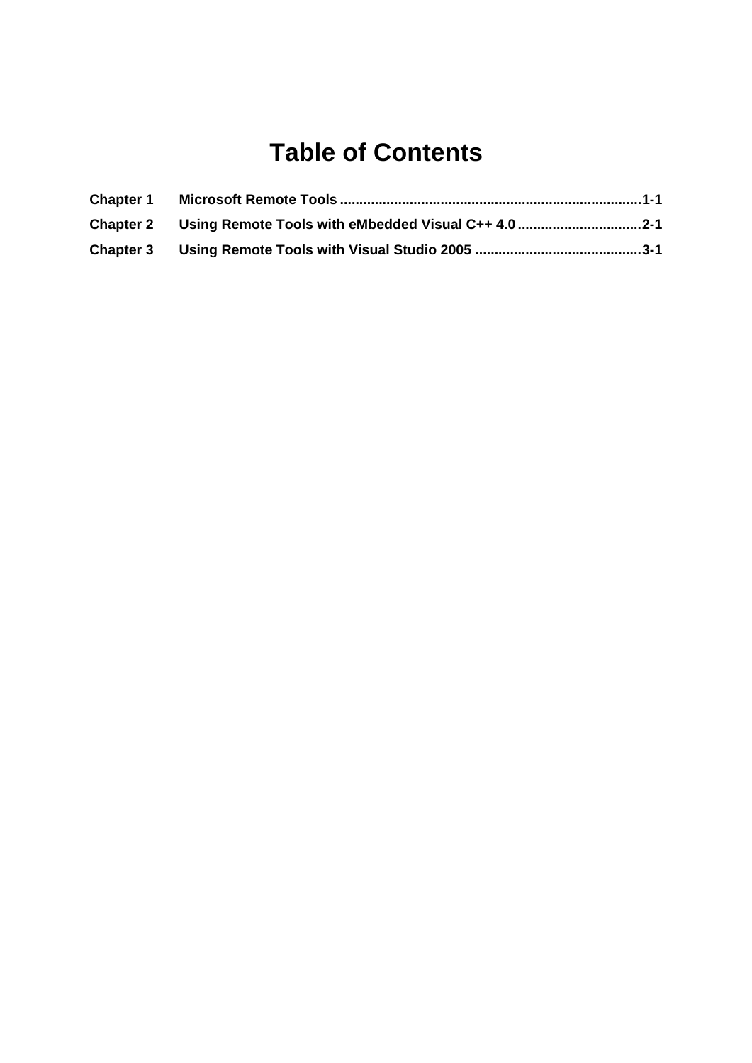# Table of Contents

**Chapter 1 Microsoft Remote Tools ............................................................................1-1**

**Chapter 2 Using Remote Tools with eMbedded Visual C++ 4.0 ...............................2-1**

**Chapter 3 Using Remote Tools with Visual Studio 2005 ..........................................3-1**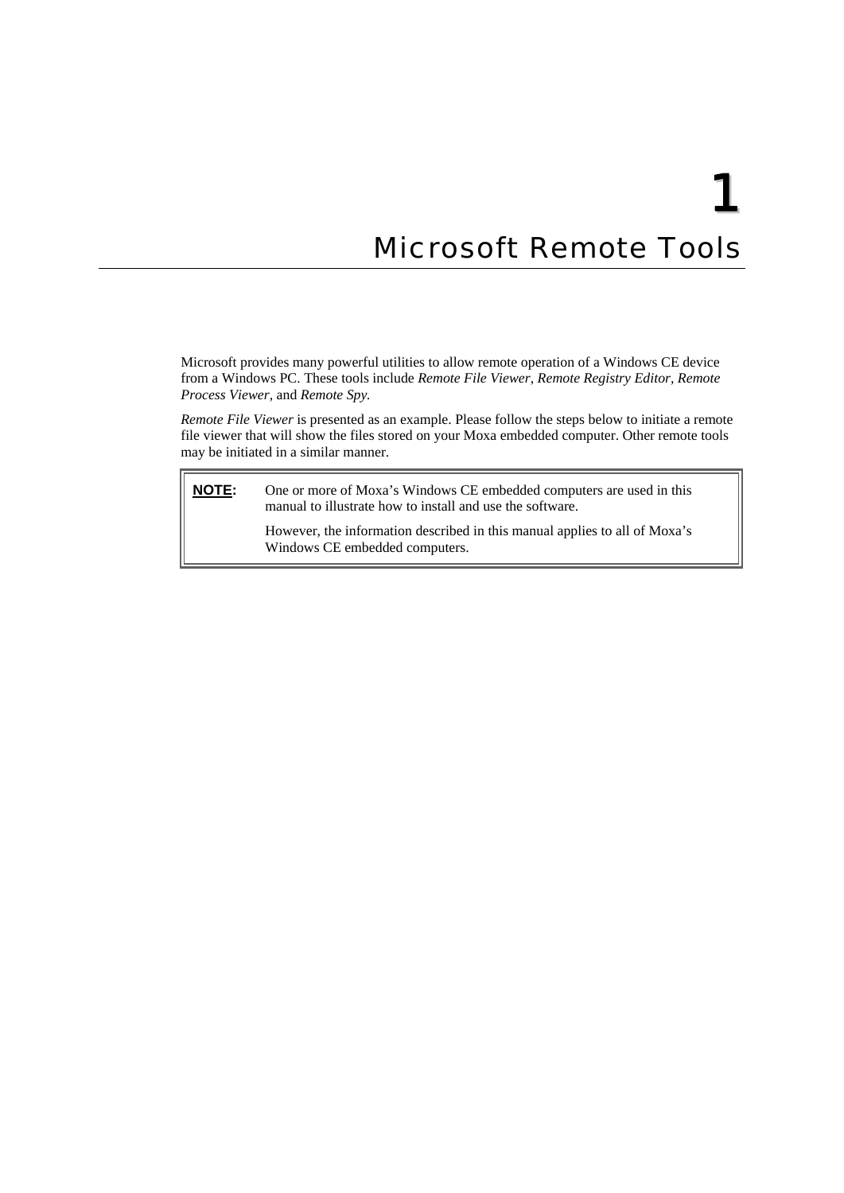# 1 Microsoft Remote Tools

Microsoft provides many powerful utilities to allow remote operation of a Windows CE device from a Windows PC. These tools include *Remote File Viewer, Remote Registry Editor, Remote Process Viewer,* and *Remote Spy.*

*Remote File Viewer* is presented as an example. Please follow the steps below to initiate a remote file viewer that will show the files stored on your Moxa embedded computer. Other remote tools may be initiated in a similar manner.

> **NOTE:** One or more of Moxa's Windows CE embedded computers are used in this manual to illustrate how to install and use the software.
>
> However, the information described in this manual applies to all of Moxa's Windows CE embedded computers.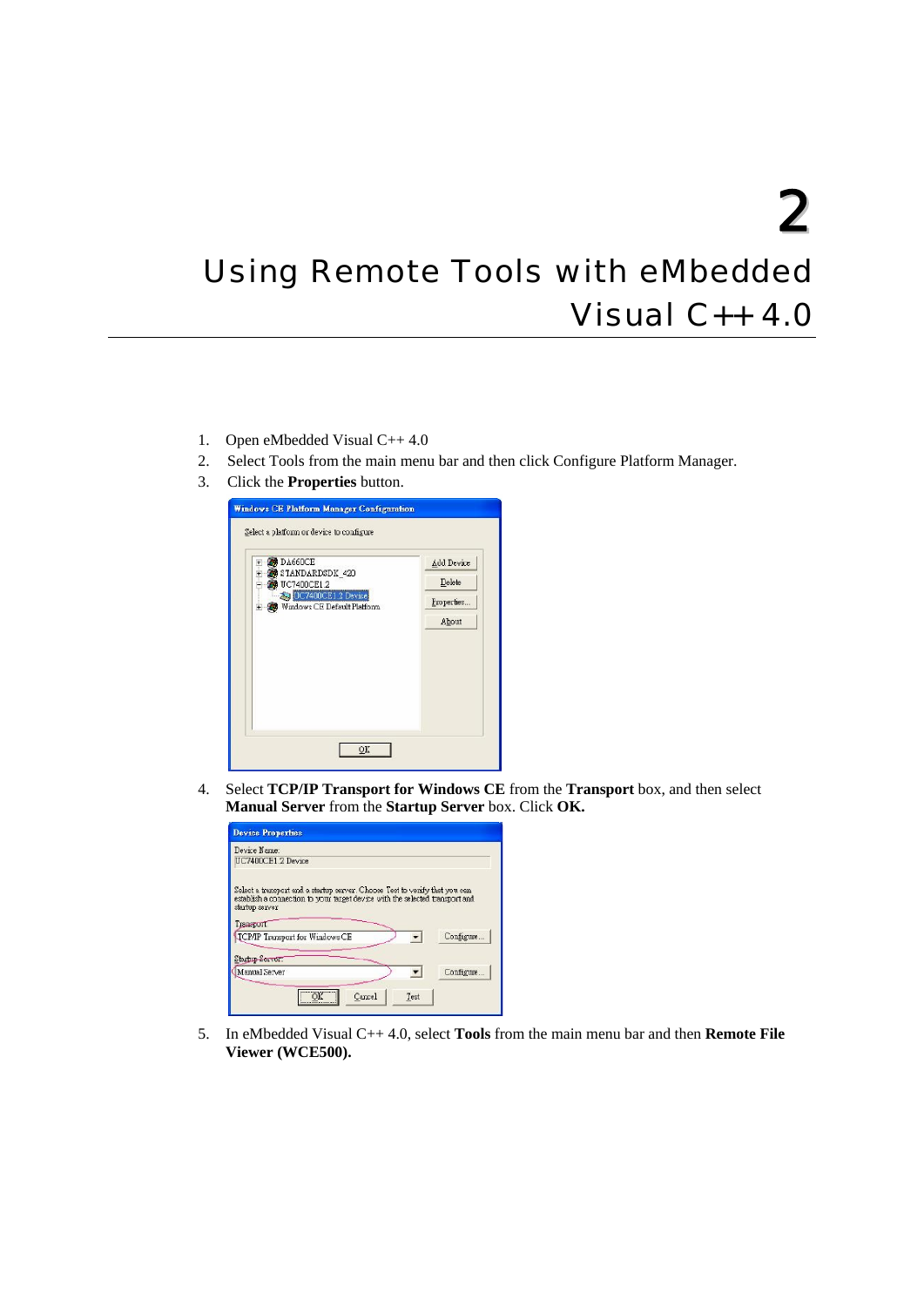# 2

# Using Remote Tools with eMbedded Visual C++ 4.0

1. Open eMbedded Visual C++ 4.0
2. Select Tools from the main menu bar and then click Configure Platform Manager.
3. Click the **Properties** button.
4. Select **TCP/IP Transport for Windows CE** from the **Transport** box, and then select **Manual Server** from the **Startup Server** box. Click **OK.**
5. In eMbedded Visual C++ 4.0, select **Tools** from the main menu bar and then **Remote File Viewer (WCE500).**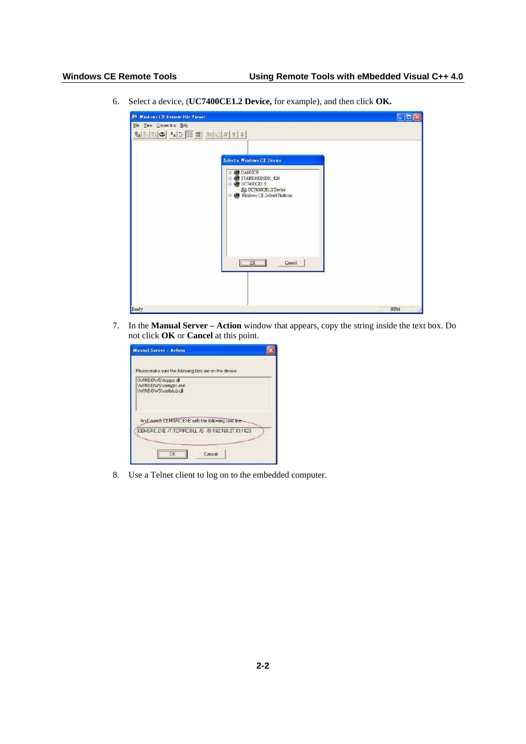6. Select a device, (**UC7400CE1.2 Device,** for example), and then click **OK.**

7. In the **Manual Server – Action** window that appears, copy the string inside the text box. Do not click **OK** or **Cancel** at this point.

8. Use a Telnet client to log on to the embedded computer.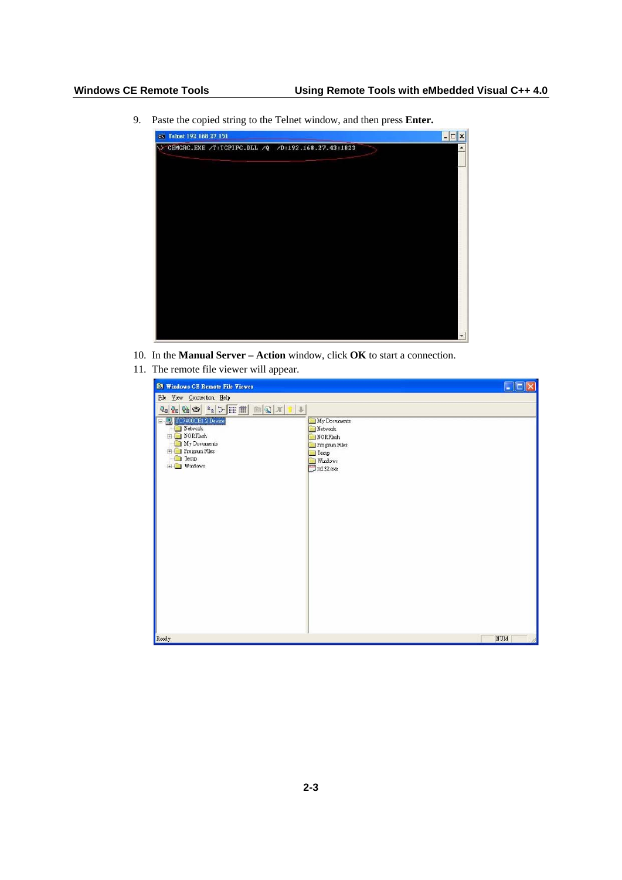9. Paste the copied string to the Telnet window, and then press **Enter.**

10. In the **Manual Server – Action** window, click **OK** to start a connection.
11. The remote file viewer will appear.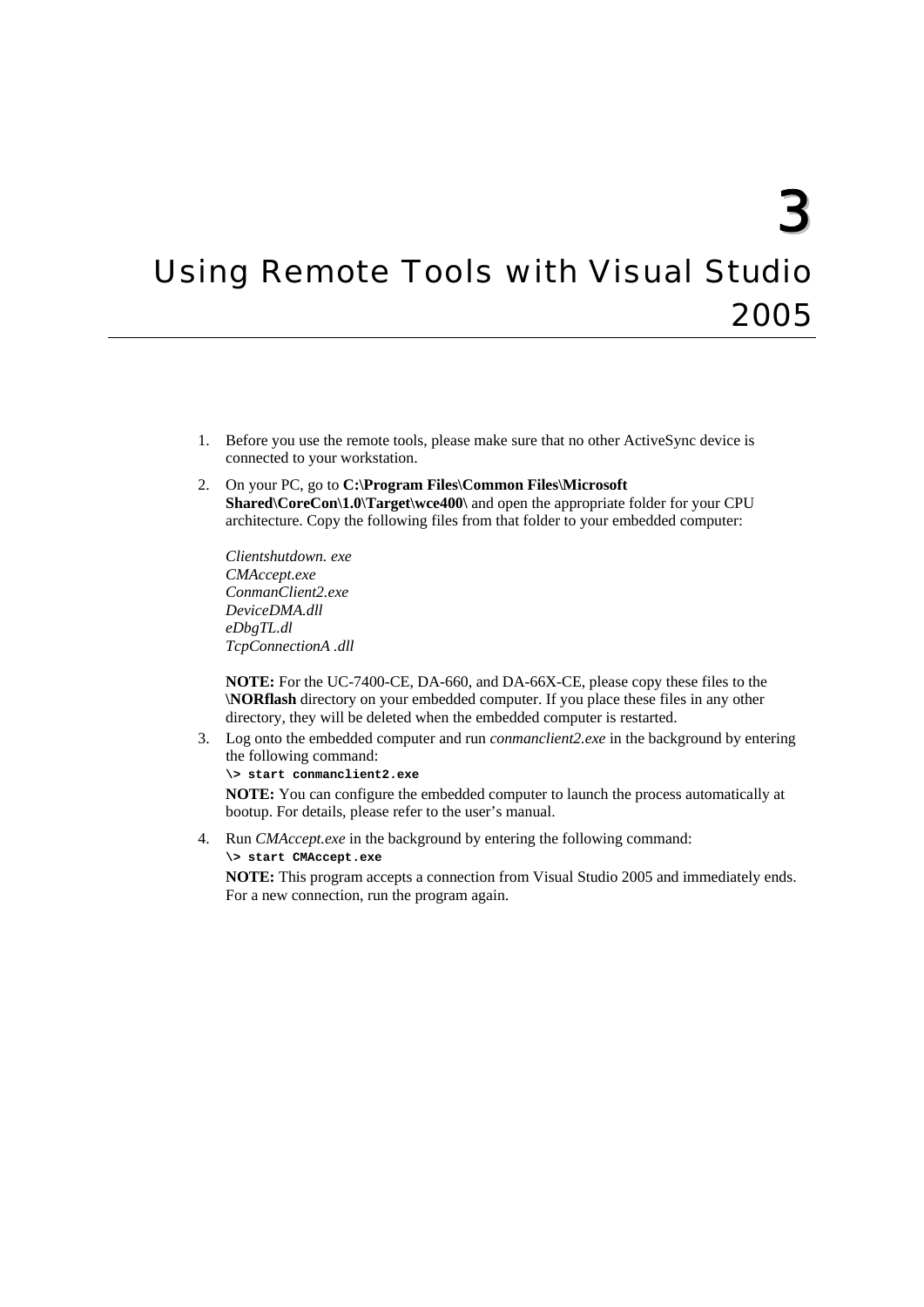# 3 Using Remote Tools with Visual Studio 2005

1. Before you use the remote tools, please make sure that no other ActiveSync device is connected to your workstation.
2. On your PC, go to **C:\Program Files\Common Files\Microsoft Shared\CoreCon\1.0\Target\wce400\** and open the appropriate folder for your CPU architecture. Copy the following files from that folder to your embedded computer:

   *Clientshutdown. exe*
   *CMAccept.exe*
   *ConmanClient2.exe*
   *DeviceDMA.dll*
   *eDbgTL.dl*
   *TcpConnectionA .dll*

   **NOTE:** For the UC-7400-CE, DA-660, and DA-66X-CE, please copy these files to the **\NORflash** directory on your embedded computer. If you place these files in any other directory, they will be deleted when the embedded computer is restarted.
3. Log onto the embedded computer and run *conmanclient2.exe* in the background by entering the following command:
   ```
   \> start conmanclient2.exe
   ```
   **NOTE:** You can configure the embedded computer to launch the process automatically at bootup. For details, please refer to the user's manual.
4. Run *CMAccept.exe* in the background by entering the following command:
   ```
   \> start CMAccept.exe
   ```
   **NOTE:** This program accepts a connection from Visual Studio 2005 and immediately ends. For a new connection, run the program again.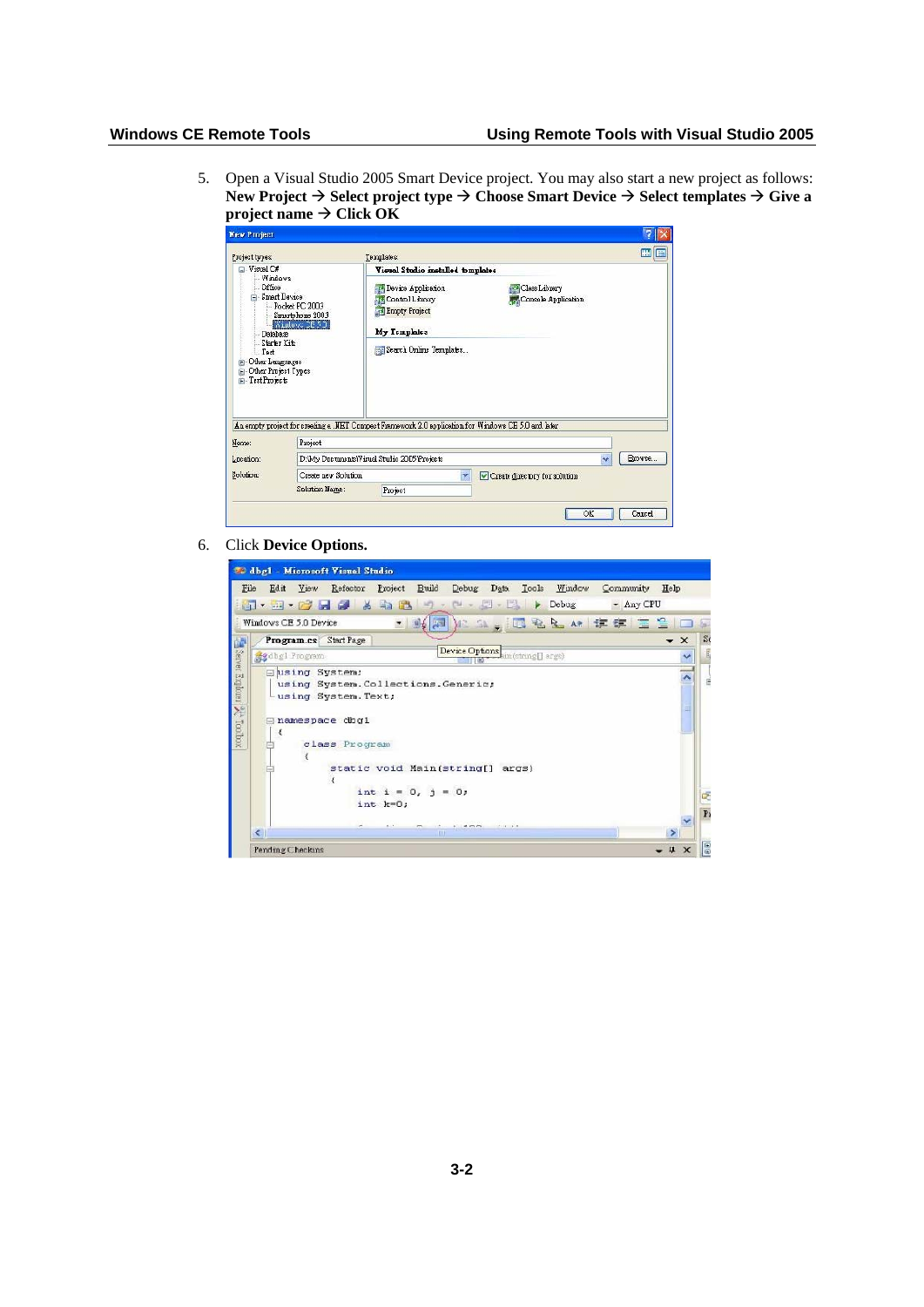5. Open a Visual Studio 2005 Smart Device project. You may also start a new project as follows: **New Project → Select project type → Choose Smart Device → Select templates → Give a project name → Click OK**

6. Click **Device Options.**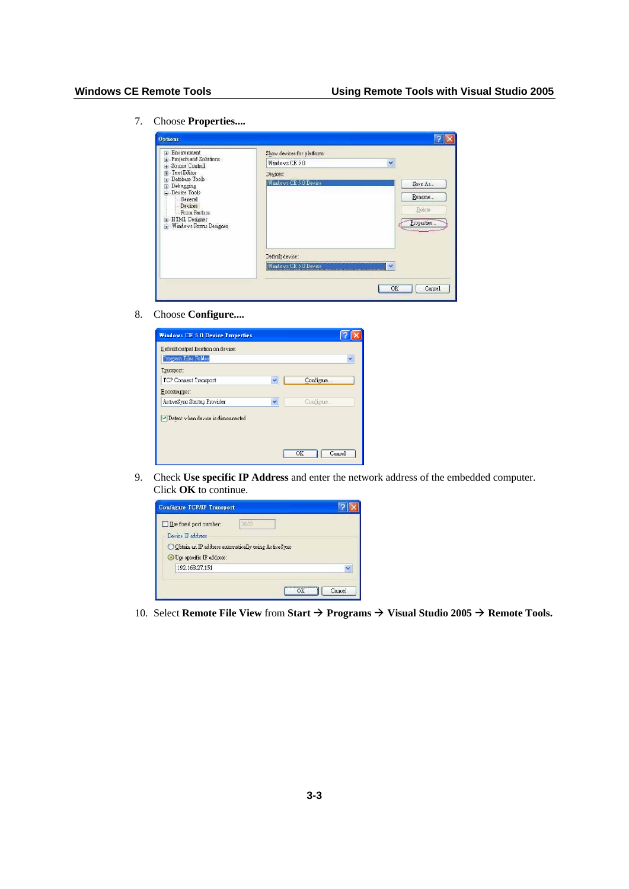7. Choose **Properties....**

8. Choose **Configure....**

9. Check **Use specific IP Address** and enter the network address of the embedded computer. Click **OK** to continue.

10. Select **Remote File View** from **Start → Programs → Visual Studio 2005 → Remote Tools.**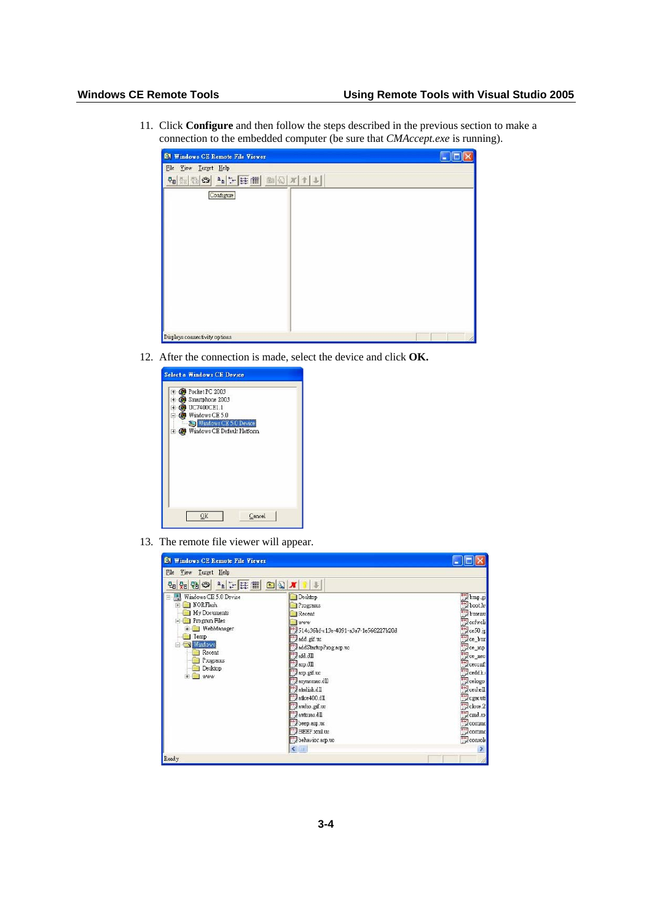11. Click **Configure** and then follow the steps described in the previous section to make a connection to the embedded computer (be sure that *CMAccept.exe* is running).

12. After the connection is made, select the device and click **OK.**

13. The remote file viewer will appear.